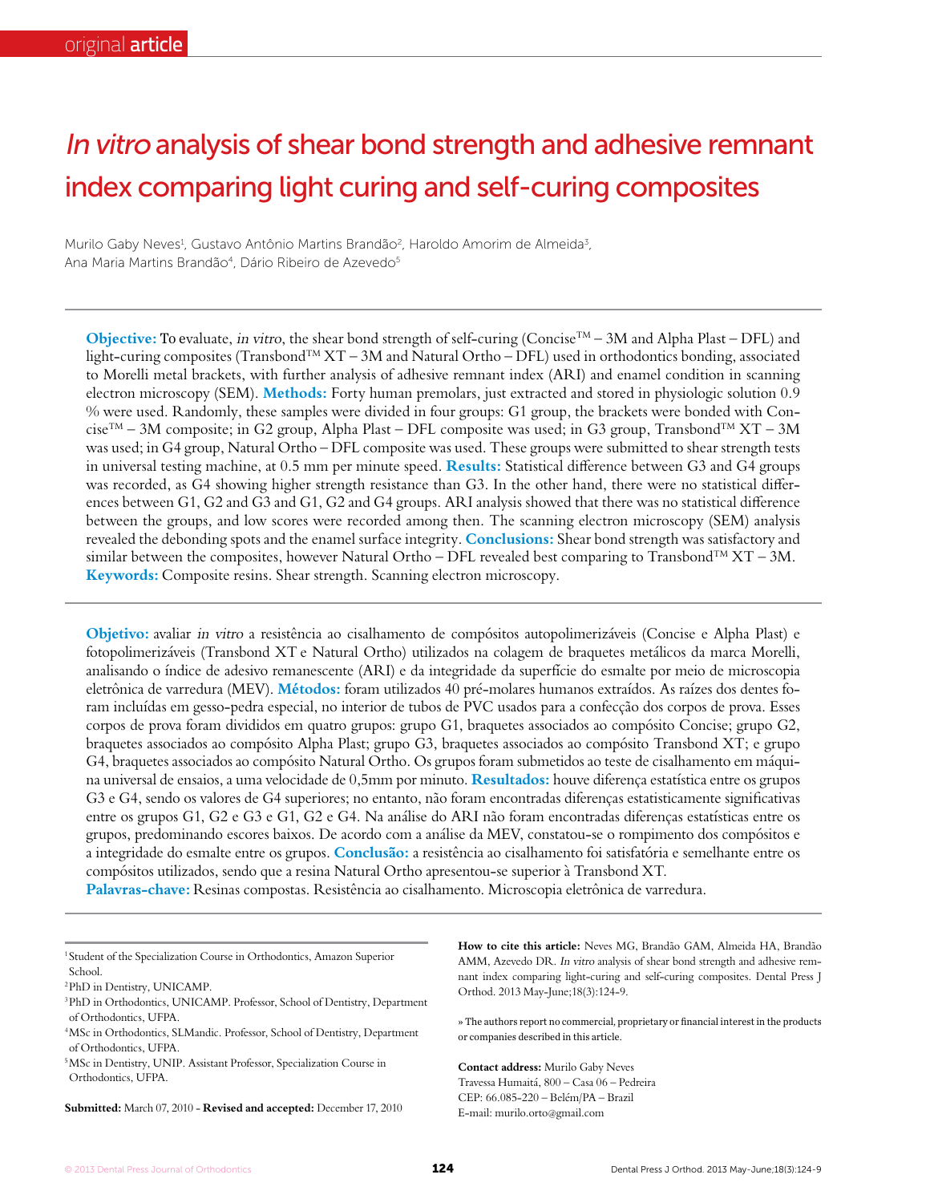original **article**

# *In vitro* analysis of shear bond strength and adhesive remnant index comparing light curing and self-curing composites

Murilo Gaby Neves[1], Gustavo Antônio Martins Brandão[2], Haroldo Amorim de Almeida[3], Ana Maria Martins Brandão[4], Dário Ribeiro de Azevedo[5]

**Objective:** To evaluate, *in vitro*, the shear bond strength of self-curing (Concise™ – 3M and Alpha Plast – DFL) and light-curing composites (Transbond™ XT – 3M and Natural Ortho – DFL) used in orthodontics bonding, associated to Morelli metal brackets, with further analysis of adhesive remnant index (ARI) and enamel condition in scanning electron microscopy (SEM). **Methods:** Forty human premolars, just extracted and stored in physiologic solution 0.9 % were used. Randomly, these samples were divided in four groups: G1 group, the brackets were bonded with Concise™ – 3M composite; in G2 group, Alpha Plast – DFL composite was used; in G3 group, Transbond™ XT – 3M was used; in G4 group, Natural Ortho – DFL composite was used. These groups were submitted to shear strength tests in universal testing machine, at 0.5 mm per minute speed. **Results:** Statistical difference between G3 and G4 groups was recorded, as G4 showing higher strength resistance than G3. In the other hand, there were no statistical differences between G1, G2 and G3 and G1, G2 and G4 groups. ARI analysis showed that there was no statistical difference between the groups, and low scores were recorded among then. The scanning electron microscopy (SEM) analysis revealed the debonding spots and the enamel surface integrity. **Conclusions:** Shear bond strength was satisfactory and similar between the composites, however Natural Ortho – DFL revealed best comparing to Transbond™ XT – 3M.
**Keywords:** Composite resins. Shear strength. Scanning electron microscopy.

**Objetivo:** avaliar *in vitro* a resistência ao cisalhamento de compósitos autopolimerizáveis (Concise e Alpha Plast) e fotopolimerizáveis (Transbond XT e Natural Ortho) utilizados na colagem de braquetes metálicos da marca Morelli, analisando o índice de adesivo remanescente (ARI) e da integridade da superfície do esmalte por meio de microscopia eletrônica de varredura (MEV). **Métodos:** foram utilizados 40 pré-molares humanos extraídos. As raízes dos dentes foram incluídas em gesso-pedra especial, no interior de tubos de PVC usados para a confecção dos corpos de prova. Esses corpos de prova foram divididos em quatro grupos: grupo G1, braquetes associados ao compósito Concise; grupo G2, braquetes associados ao compósito Alpha Plast; grupo G3, braquetes associados ao compósito Transbond XT; e grupo G4, braquetes associados ao compósito Natural Ortho. Os grupos foram submetidos ao teste de cisalhamento em máquina universal de ensaios, a uma velocidade de 0,5mm por minuto. **Resultados:** houve diferença estatística entre os grupos G3 e G4, sendo os valores de G4 superiores; no entanto, não foram encontradas diferenças estatisticamente significativas entre os grupos G1, G2 e G3 e G1, G2 e G4. Na análise do ARI não foram encontradas diferenças estatísticas entre os grupos, predominando escores baixos. De acordo com a análise da MEV, constatou-se o rompimento dos compósitos e a integridade do esmalte entre os grupos. **Conclusão:** a resistência ao cisalhamento foi satisfatória e semelhante entre os compósitos utilizados, sendo que a resina Natural Ortho apresentou-se superior à Transbond XT.
**Palavras-chave:** Resinas compostas. Resistência ao cisalhamento. Microscopia eletrônica de varredura.

[1] Student of the Specialization Course in Orthodontics, Amazon Superior School.
[2] PhD in Dentistry, UNICAMP.
[3] PhD in Orthodontics, UNICAMP. Professor, School of Dentistry, Department of Orthodontics, UFPA.
[4] MSc in Orthodontics, SLMandic. Professor, School of Dentistry, Department of Orthodontics, UFPA.
[5] MSc in Dentistry, UNIP. Assistant Professor, Specialization Course in Orthodontics, UFPA.

**Submitted:** March 07, 2010 - **Revised and accepted:** December 17, 2010

**How to cite this article:** Neves MG, Brandão GAM, Almeida HA, Brandão AMM, Azevedo DR. *In vitro* analysis of shear bond strength and adhesive remnant index comparing light-curing and self-curing composites. Dental Press J Orthod. 2013 May-June;18(3):124-9.

» The authors report no commercial, proprietary or financial interest in the products or companies described in this article.

**Contact address:** Murilo Gaby Neves
Travessa Humaitá, 800 – Casa 06 – Pedreira
CEP: 66.085-220 – Belém/PA – Brazil
E-mail: murilo.orto@gmail.com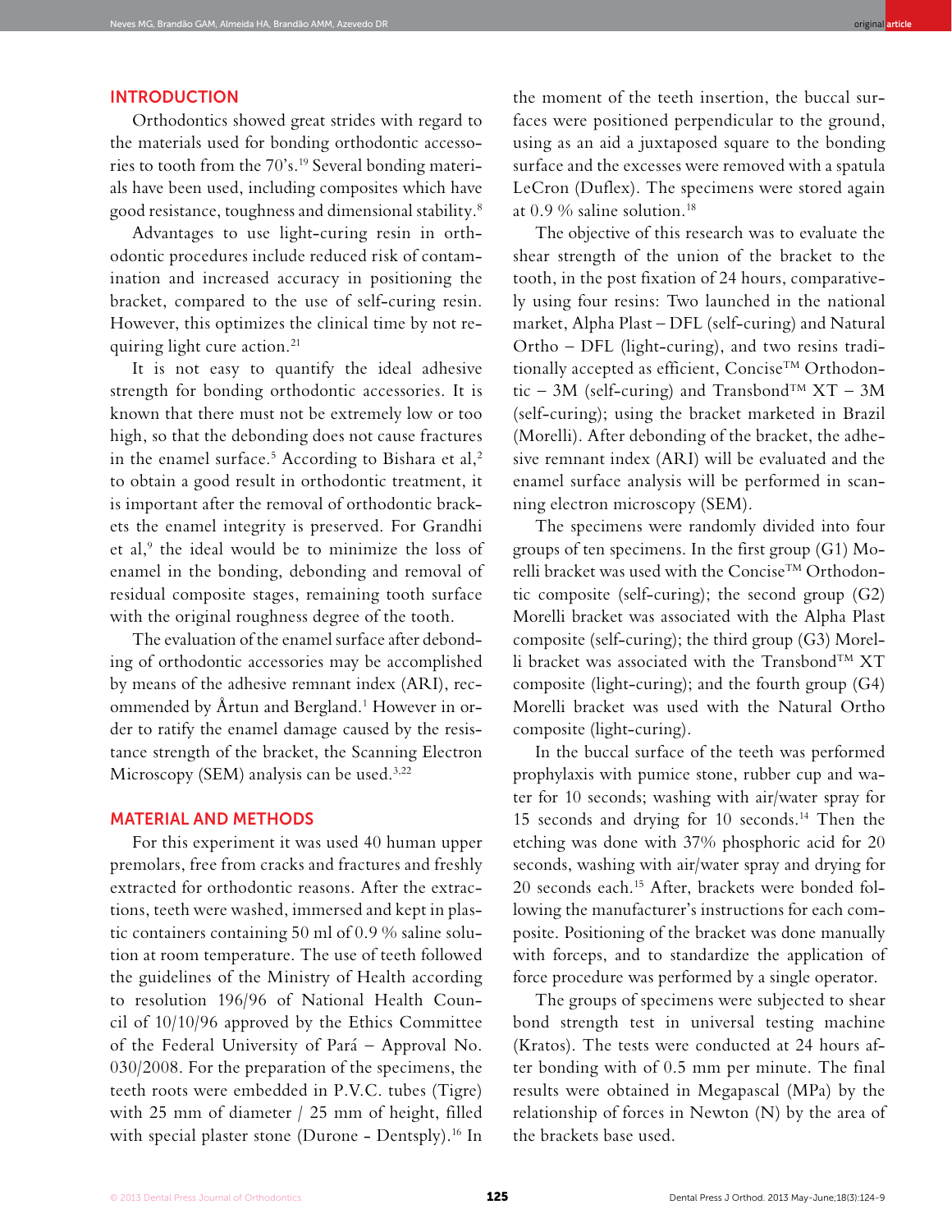## INTRODUCTION

Orthodontics showed great strides with regard to the materials used for bonding orthodontic accessories to tooth from the 70's.[19] Several bonding materials have been used, including composites which have good resistance, toughness and dimensional stability.[8]

Advantages to use light-curing resin in orthodontic procedures include reduced risk of contamination and increased accuracy in positioning the bracket, compared to the use of self-curing resin. However, this optimizes the clinical time by not requiring light cure action.[21]

It is not easy to quantify the ideal adhesive strength for bonding orthodontic accessories. It is known that there must not be extremely low or too high, so that the debonding does not cause fractures in the enamel surface.[5] According to Bishara et al,[2] to obtain a good result in orthodontic treatment, it is important after the removal of orthodontic brackets the enamel integrity is preserved. For Grandhi et al,[9] the ideal would be to minimize the loss of enamel in the bonding, debonding and removal of residual composite stages, remaining tooth surface with the original roughness degree of the tooth.

The evaluation of the enamel surface after debonding of orthodontic accessories may be accomplished by means of the adhesive remnant index (ARI), recommended by Årtun and Bergland.[1] However in order to ratify the enamel damage caused by the resistance strength of the bracket, the Scanning Electron Microscopy (SEM) analysis can be used.[3,22]

## MATERIAL AND METHODS

For this experiment it was used 40 human upper premolars, free from cracks and fractures and freshly extracted for orthodontic reasons. After the extractions, teeth were washed, immersed and kept in plastic containers containing 50 ml of 0.9 % saline solution at room temperature. The use of teeth followed the guidelines of the Ministry of Health according to resolution 196/96 of National Health Council of 10/10/96 approved by the Ethics Committee of the Federal University of Pará – Approval No. 030/2008. For the preparation of the specimens, the teeth roots were embedded in P.V.C. tubes (Tigre) with 25 mm of diameter / 25 mm of height, filled with special plaster stone (Durone - Dentsply).[16] In the moment of the teeth insertion, the buccal surfaces were positioned perpendicular to the ground, using as an aid a juxtaposed square to the bonding surface and the excesses were removed with a spatula LeCron (Duflex). The specimens were stored again at 0.9 % saline solution.[18]

The objective of this research was to evaluate the shear strength of the union of the bracket to the tooth, in the post fixation of 24 hours, comparatively using four resins: Two launched in the national market, Alpha Plast – DFL (self-curing) and Natural Ortho – DFL (light-curing), and two resins traditionally accepted as efficient, Concise™ Orthodontic – 3M (self-curing) and Transbond™ XT – 3M (self-curing); using the bracket marketed in Brazil (Morelli). After debonding of the bracket, the adhesive remnant index (ARI) will be evaluated and the enamel surface analysis will be performed in scanning electron microscopy (SEM).

The specimens were randomly divided into four groups of ten specimens. In the first group (G1) Morelli bracket was used with the Concise™ Orthodontic composite (self-curing); the second group (G2) Morelli bracket was associated with the Alpha Plast composite (self-curing); the third group (G3) Morelli bracket was associated with the Transbond™ XT composite (light-curing); and the fourth group (G4) Morelli bracket was used with the Natural Ortho composite (light-curing).

In the buccal surface of the teeth was performed prophylaxis with pumice stone, rubber cup and water for 10 seconds; washing with air/water spray for 15 seconds and drying for 10 seconds.[14] Then the etching was done with 37% phosphoric acid for 20 seconds, washing with air/water spray and drying for 20 seconds each.[15] After, brackets were bonded following the manufacturer's instructions for each composite. Positioning of the bracket was done manually with forceps, and to standardize the application of force procedure was performed by a single operator.

The groups of specimens were subjected to shear bond strength test in universal testing machine (Kratos). The tests were conducted at 24 hours after bonding with of 0.5 mm per minute. The final results were obtained in Megapascal (MPa) by the relationship of forces in Newton (N) by the area of the brackets base used.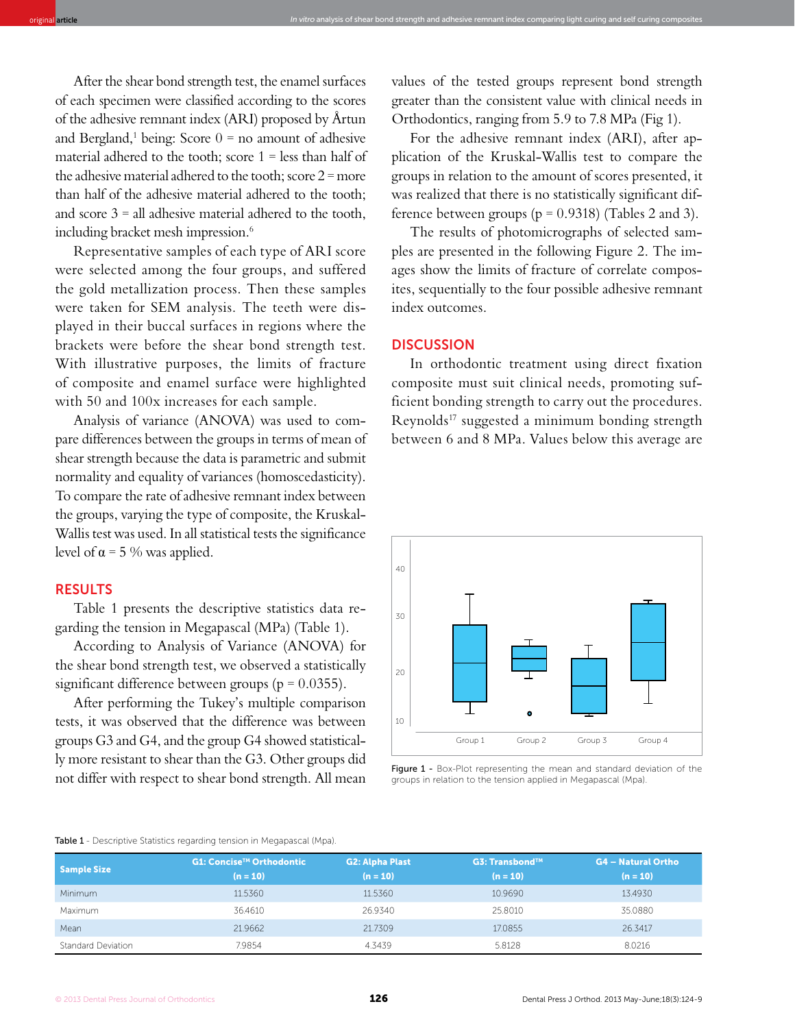After the shear bond strength test, the enamel surfaces of each specimen were classified according to the scores of the adhesive remnant index (ARI) proposed by Årtun and Bergland,[1] being: Score 0 = no amount of adhesive material adhered to the tooth; score 1 = less than half of the adhesive material adhered to the tooth; score 2 = more than half of the adhesive material adhered to the tooth; and score 3 = all adhesive material adhered to the tooth, including bracket mesh impression.[6]

Representative samples of each type of ARI score were selected among the four groups, and suffered the gold metallization process. Then these samples were taken for SEM analysis. The teeth were displayed in their buccal surfaces in regions where the brackets were before the shear bond strength test. With illustrative purposes, the limits of fracture of composite and enamel surface were highlighted with 50 and 100x increases for each sample.

Analysis of variance (ANOVA) was used to compare differences between the groups in terms of mean of shear strength because the data is parametric and submit normality and equality of variances (homoscedasticity). To compare the rate of adhesive remnant index between the groups, varying the type of composite, the Kruskal-Wallis test was used. In all statistical tests the significance level of $\alpha$ = 5 % was applied.

## RESULTS

Table 1 presents the descriptive statistics data regarding the tension in Megapascal (MPa) (Table 1).

According to Analysis of Variance (ANOVA) for the shear bond strength test, we observed a statistically significant difference between groups (p = 0.0355).

After performing the Tukey's multiple comparison tests, it was observed that the difference was between groups G3 and G4, and the group G4 showed statistically more resistant to shear than the G3. Other groups did not differ with respect to shear bond strength. All mean values of the tested groups represent bond strength greater than the consistent value with clinical needs in Orthodontics, ranging from 5.9 to 7.8 MPa (Fig 1).

For the adhesive remnant index (ARI), after application of the Kruskal-Wallis test to compare the groups in relation to the amount of scores presented, it was realized that there is no statistically significant difference between groups (p = 0.9318) (Tables 2 and 3).

The results of photomicrographs of selected samples are presented in the following Figure 2. The images show the limits of fracture of correlate composites, sequentially to the four possible adhesive remnant index outcomes.

## DISCUSSION

In orthodontic treatment using direct fixation composite must suit clinical needs, promoting sufficient bonding strength to carry out the procedures. Reynolds[17] suggested a minimum bonding strength between 6 and 8 MPa. Values below this average are

Figure 1 - Box-Plot representing the mean and standard deviation of the groups in relation to the tension applied in Megapascal (Mpa).

Table 1 - Descriptive Statistics regarding tension in Megapascal (Mpa).

| Sample Size | G1: Concise™ Orthodontic (n = 10) | G2: Alpha Plast (n = 10) | G3: Transbond™ (n = 10) | G4 – Natural Ortho (n = 10) |
|---|---|---|---|---|
| Minimum | 11.5360 | 11.5360 | 10.9690 | 13.4930 |
| Maximum | 36.4610 | 26.9340 | 25.8010 | 35.0880 |
| Mean | 21.9662 | 21.7309 | 17.0855 | 26.3417 |
| Standard Deviation | 7.9854 | 4.3439 | 5.8128 | 8.0216 |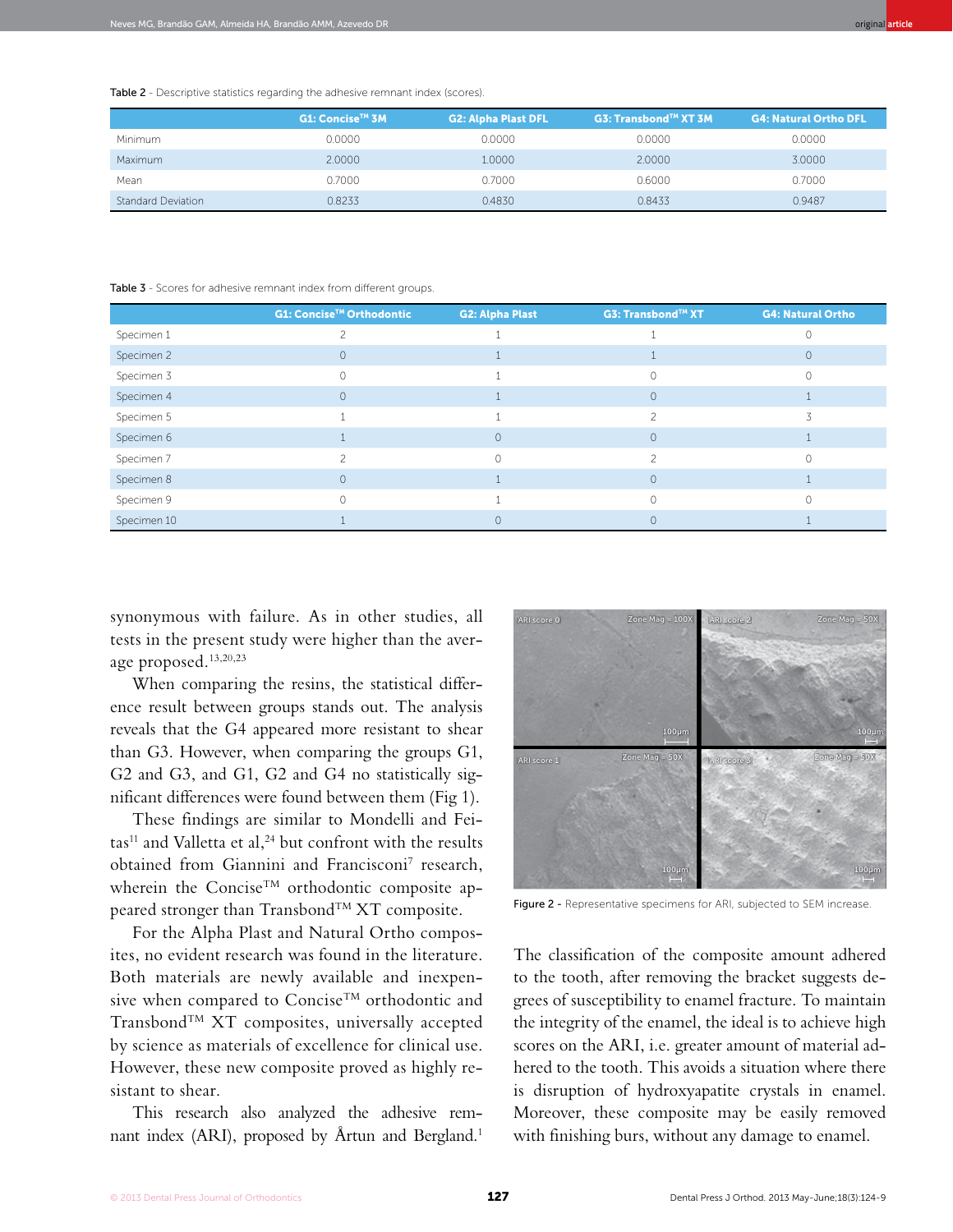Table 2 - Descriptive statistics regarding the adhesive remnant index (scores).

| | G1: Concise™ 3M | G2: Alpha Plast DFL | G3: Transbond™ XT 3M | G4: Natural Ortho DFL |
|---|---|---|---|---|
| Minimum | 0.0000 | 0.0000 | 0.0000 | 0.0000 |
| Maximum | 2.0000 | 1.0000 | 2.0000 | 3.0000 |
| Mean | 0.7000 | 0.7000 | 0.6000 | 0.7000 |
| Standard Deviation | 0.8233 | 0.4830 | 0.8433 | 0.9487 |

Table 3 - Scores for adhesive remnant index from different groups.

| | G1: Concise™ Orthodontic | G2: Alpha Plast | G3: Transbond™ XT | G4: Natural Ortho |
|---|---|---|---|---|
| Specimen 1 | 2 | 1 | 1 | 0 |
| Specimen 2 | 0 | 1 | 1 | 0 |
| Specimen 3 | 0 | 1 | 0 | 0 |
| Specimen 4 | 0 | 1 | 0 | 1 |
| Specimen 5 | 1 | 1 | 2 | 3 |
| Specimen 6 | 1 | 0 | 0 | 1 |
| Specimen 7 | 2 | 0 | 2 | 0 |
| Specimen 8 | 0 | 1 | 0 | 1 |
| Specimen 9 | 0 | 1 | 0 | 0 |
| Specimen 10 | 1 | 0 | 0 | 1 |

synonymous with failure. As in other studies, all tests in the present study were higher than the average proposed.[13,20,23]

When comparing the resins, the statistical difference result between groups stands out. The analysis reveals that the G4 appeared more resistant to shear than G3. However, when comparing the groups G1, G2 and G3, and G1, G2 and G4 no statistically significant differences were found between them (Fig 1).

These findings are similar to Mondelli and Feitas[11] and Valletta et al,[24] but confront with the results obtained from Giannini and Francisconi[7] research, wherein the Concise™ orthodontic composite appeared stronger than Transbond™ XT composite.

For the Alpha Plast and Natural Ortho composites, no evident research was found in the literature. Both materials are newly available and inexpensive when compared to Concise™ orthodontic and Transbond™ XT composites, universally accepted by science as materials of excellence for clinical use. However, these new composite proved as highly resistant to shear.

This research also analyzed the adhesive remnant index (ARI), proposed by Årtun and Bergland.[1]

Figure 2 - Representative specimens for ARI, subjected to SEM increase.

The classification of the composite amount adhered to the tooth, after removing the bracket suggests degrees of susceptibility to enamel fracture. To maintain the integrity of the enamel, the ideal is to achieve high scores on the ARI, i.e. greater amount of material adhered to the tooth. This avoids a situation where there is disruption of hydroxyapatite crystals in enamel. Moreover, these composite may be easily removed with finishing burs, without any damage to enamel.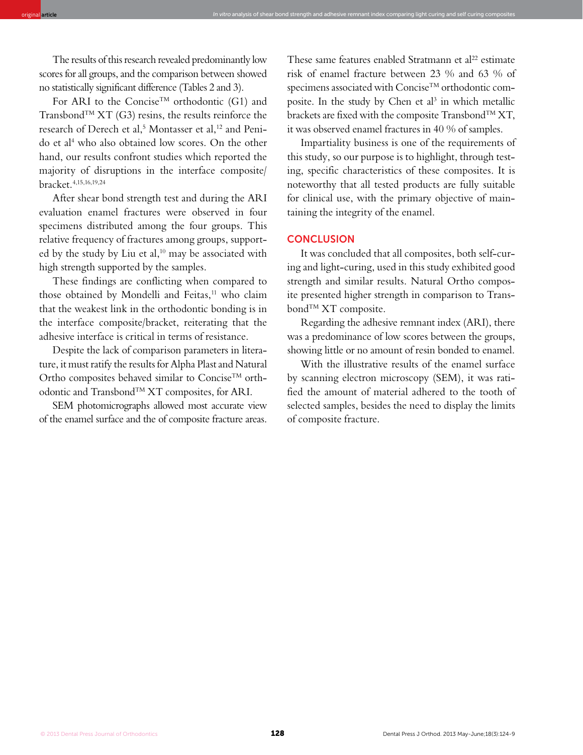The results of this research revealed predominantly low scores for all groups, and the comparison between showed no statistically significant difference (Tables 2 and 3).

For ARI to the Concise™ orthodontic (G1) and Transbond™ XT (G3) resins, the results reinforce the research of Derech et al,[5] Montasser et al,[12] and Penido et al[4] who also obtained low scores. On the other hand, our results confront studies which reported the majority of disruptions in the interface composite/bracket.[4,15,16,19,24]

After shear bond strength test and during the ARI evaluation enamel fractures were observed in four specimens distributed among the four groups. This relative frequency of fractures among groups, supported by the study by Liu et al,[10] may be associated with high strength supported by the samples.

These findings are conflicting when compared to those obtained by Mondelli and Feitas,[11] who claim that the weakest link in the orthodontic bonding is in the interface composite/bracket, reiterating that the adhesive interface is critical in terms of resistance.

Despite the lack of comparison parameters in literature, it must ratify the results for Alpha Plast and Natural Ortho composites behaved similar to Concise™ orthodontic and Transbond™ XT composites, for ARI.

SEM photomicrographs allowed most accurate view of the enamel surface and the of composite fracture areas. These same features enabled Stratmann et al[22] estimate risk of enamel fracture between 23 % and 63 % of specimens associated with Concise™ orthodontic composite. In the study by Chen et al[3] in which metallic brackets are fixed with the composite Transbond™ XT, it was observed enamel fractures in 40 % of samples.

Impartiality business is one of the requirements of this study, so our purpose is to highlight, through testing, specific characteristics of these composites. It is noteworthy that all tested products are fully suitable for clinical use, with the primary objective of maintaining the integrity of the enamel.

## CONCLUSION

It was concluded that all composites, both self-curing and light-curing, used in this study exhibited good strength and similar results. Natural Ortho composite presented higher strength in comparison to Transbond™ XT composite.

Regarding the adhesive remnant index (ARI), there was a predominance of low scores between the groups, showing little or no amount of resin bonded to enamel.

With the illustrative results of the enamel surface by scanning electron microscopy (SEM), it was ratified the amount of material adhered to the tooth of selected samples, besides the need to display the limits of composite fracture.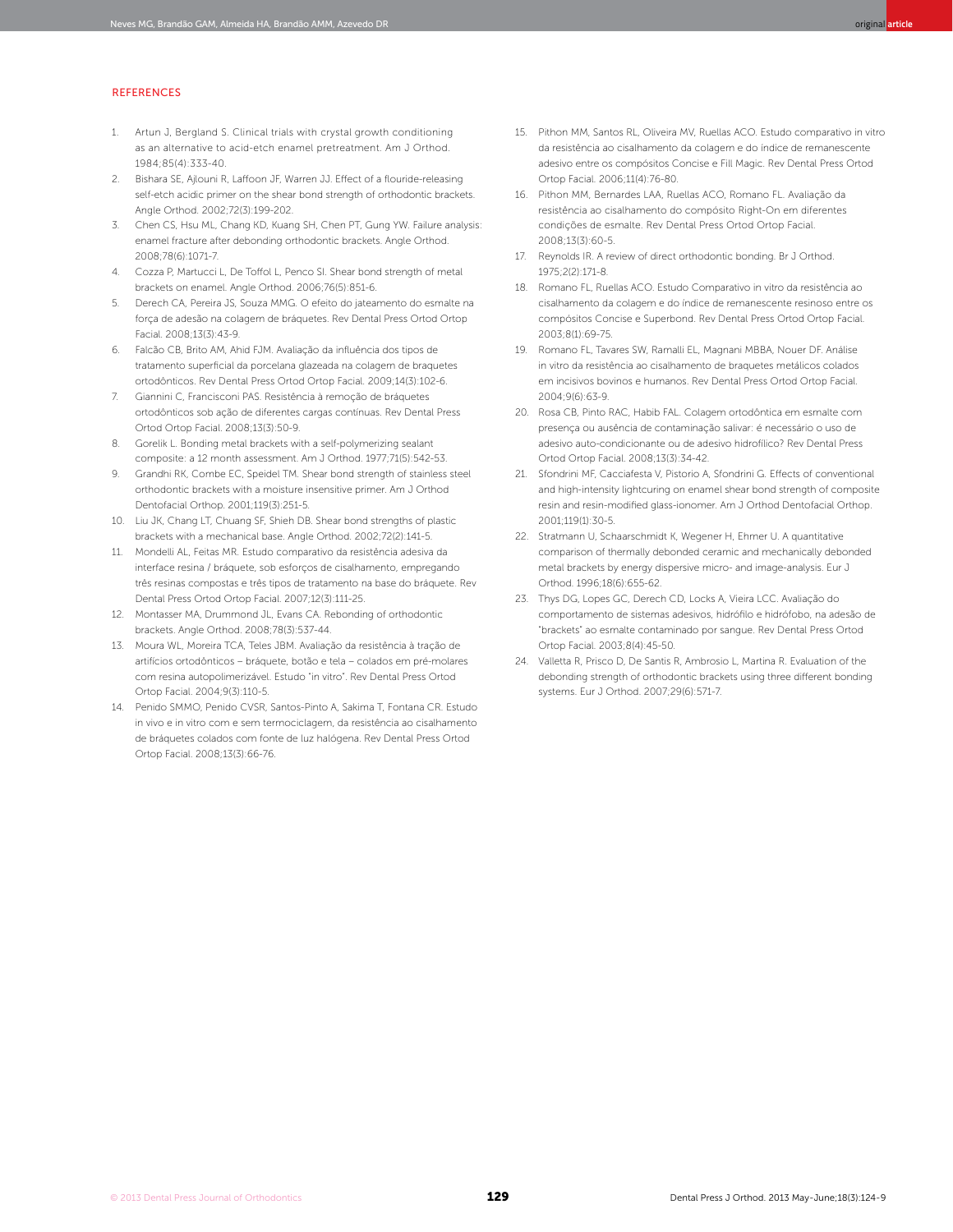## REFERENCES

1. Artun J, Bergland S. Clinical trials with crystal growth conditioning as an alternative to acid-etch enamel pretreatment. Am J Orthod. 1984;85(4):333-40.
2. Bishara SE, Ajlouni R, Laffoon JF, Warren JJ. Effect of a flouride-releasing self-etch acidic primer on the shear bond strength of orthodontic brackets. Angle Orthod. 2002;72(3):199-202.
3. Chen CS, Hsu ML, Chang KD, Kuang SH, Chen PT, Gung YW. Failure analysis: enamel fracture after debonding orthodontic brackets. Angle Orthod. 2008;78(6):1071-7.
4. Cozza P, Martucci L, De Toffol L, Penco SI. Shear bond strength of metal brackets on enamel. Angle Orthod. 2006;76(5):851-6.
5. Derech CA, Pereira JS, Souza MMG. O efeito do jateamento do esmalte na força de adesão na colagem de bráquetes. Rev Dental Press Ortod Ortop Facial. 2008;13(3):43-9.
6. Falcão CB, Brito AM, Ahid FJM. Avaliação da influência dos tipos de tratamento superficial da porcelana glazeada na colagem de braquetes ortodônticos. Rev Dental Press Ortod Ortop Facial. 2009;14(3):102-6.
7. Giannini C, Francisconi PAS. Resistência à remoção de bráquetes ortodônticos sob ação de diferentes cargas contínuas. Rev Dental Press Ortod Ortop Facial. 2008;13(3):50-9.
8. Gorelik L. Bonding metal brackets with a self-polymerizing sealant composite: a 12 month assessment. Am J Orthod. 1977;71(5):542-53.
9. Grandhi RK, Combe EC, Speidel TM. Shear bond strength of stainless steel orthodontic brackets with a moisture insensitive primer. Am J Orthod Dentofacial Orthop. 2001;119(3):251-5.
10. Liu JK, Chang LT, Chuang SF, Shieh DB. Shear bond strengths of plastic brackets with a mechanical base. Angle Orthod. 2002;72(2):141-5.
11. Mondelli AL, Feitas MR. Estudo comparativo da resistência adesiva da interface resina / bráquete, sob esforços de cisalhamento, empregando três resinas compostas e três tipos de tratamento na base do bráquete. Rev Dental Press Ortod Ortop Facial. 2007;12(3):111-25.
12. Montasser MA, Drummond JL, Evans CA. Rebonding of orthodontic brackets. Angle Orthod. 2008;78(3):537-44.
13. Moura WL, Moreira TCA, Teles JBM. Avaliação da resistência à tração de artifícios ortodônticos – bráquete, botão e tela – colados em pré-molares com resina autopolimerizável. Estudo "in vitro". Rev Dental Press Ortod Ortop Facial. 2004;9(3):110-5.
14. Penido SMMO, Penido CVSR, Santos-Pinto A, Sakima T, Fontana CR. Estudo in vivo e in vitro com e sem termociclagem, da resistência ao cisalhamento de bráquetes colados com fonte de luz halógena. Rev Dental Press Ortod Ortop Facial. 2008;13(3):66-76.
15. Pithon MM, Santos RL, Oliveira MV, Ruellas ACO. Estudo comparativo in vitro da resistência ao cisalhamento da colagem e do índice de remanescente adesivo entre os compósitos Concise e Fill Magic. Rev Dental Press Ortod Ortop Facial. 2006;11(4):76-80.
16. Pithon MM, Bernardes LAA, Ruellas ACO, Romano FL. Avaliação da resistência ao cisalhamento do compósito Right-On em diferentes condições de esmalte. Rev Dental Press Ortod Ortop Facial. 2008;13(3):60-5.
17. Reynolds IR. A review of direct orthodontic bonding. Br J Orthod. 1975;2(2):171-8.
18. Romano FL, Ruellas ACO. Estudo Comparativo in vitro da resistência ao cisalhamento da colagem e do índice de remanescente resinoso entre os compósitos Concise e Superbond. Rev Dental Press Ortod Ortop Facial. 2003;8(1):69-75.
19. Romano FL, Tavares SW, Ramalli EL, Magnani MBBA, Nouer DF. Análise in vitro da resistência ao cisalhamento de braquetes metálicos colados em incisivos bovinos e humanos. Rev Dental Press Ortod Ortop Facial. 2004;9(6):63-9.
20. Rosa CB, Pinto RAC, Habib FAL. Colagem ortodôntica em esmalte com presença ou ausência de contaminação salivar: é necessário o uso de adesivo auto-condicionante ou de adesivo hidrofílico? Rev Dental Press Ortod Ortop Facial. 2008;13(3):34-42.
21. Sfondrini MF, Cacciafesta V, Pistorio A, Sfondrini G. Effects of conventional and high-intensity lightcuring on enamel shear bond strength of composite resin and resin-modified glass-ionomer. Am J Orthod Dentofacial Orthop. 2001;119(1):30-5.
22. Stratmann U, Schaarschmidt K, Wegener H, Ehmer U. A quantitative comparison of thermally debonded ceramic and mechanically debonded metal brackets by energy dispersive micro- and image-analysis. Eur J Orthod. 1996;18(6):655-62.
23. Thys DG, Lopes GC, Derech CD, Locks A, Vieira LCC. Avaliação do comportamento de sistemas adesivos, hidrófilo e hidrófobo, na adesão de "brackets" ao esmalte contaminado por sangue. Rev Dental Press Ortod Ortop Facial. 2003;8(4):45-50.
24. Valletta R, Prisco D, De Santis R, Ambrosio L, Martina R. Evaluation of the debonding strength of orthodontic brackets using three different bonding systems. Eur J Orthod. 2007;29(6):571-7.